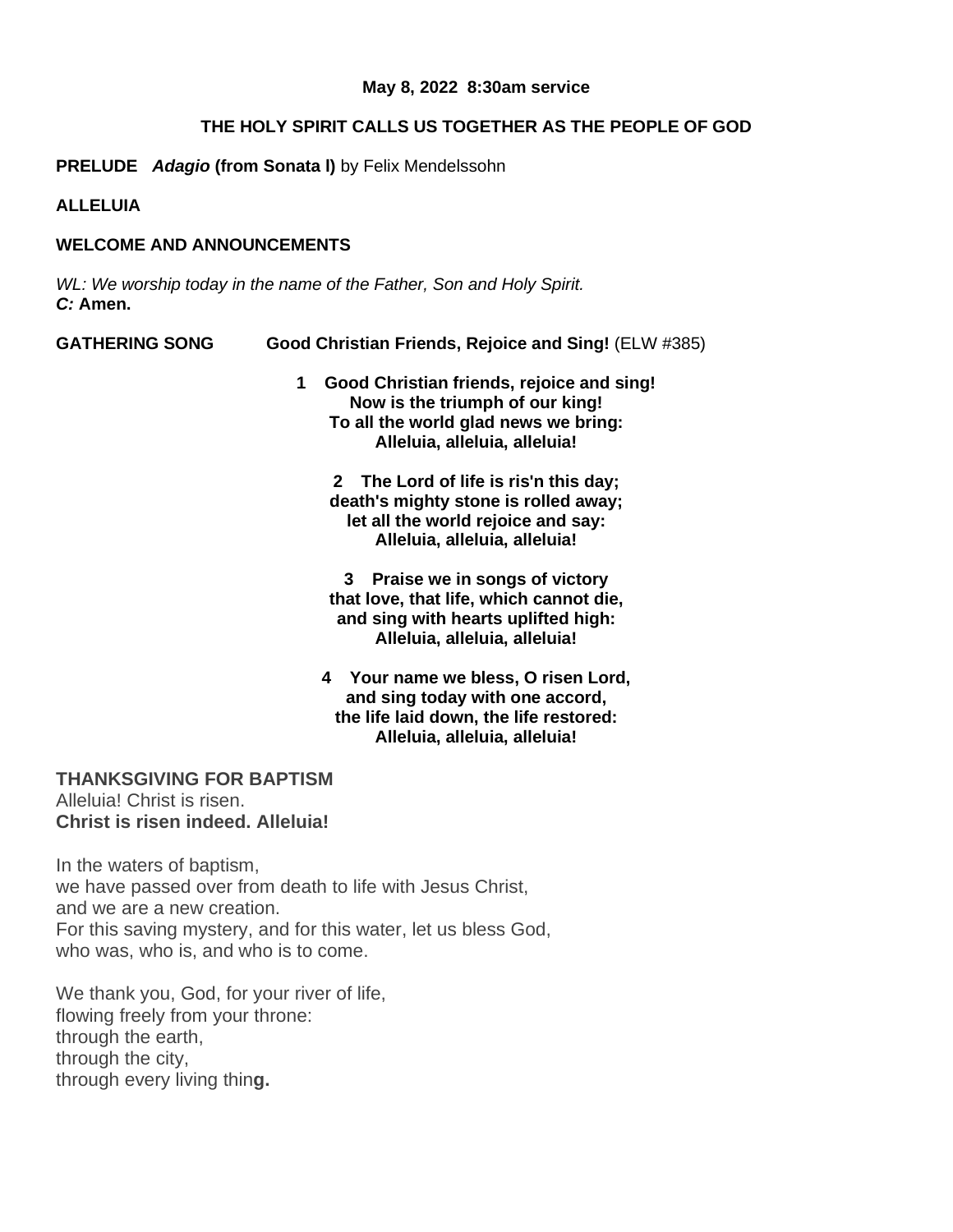**May 8, 2022 8:30am service**

## THE HOLY SPIRIT CALLS US TOGETHER AS THE PEOPLE OF GOD

**PRELUDE** ***Adagio* (from Sonata I)** by Felix Mendelssohn

**ALLELUIA**

**WELCOME AND ANNOUNCEMENTS**

*WL: We worship today in the name of the Father, Son and Holy Spirit.*
***C:*** **Amen.**

**GATHERING SONG** **Good Christian Friends, Rejoice and Sing!** (ELW #385)

**1 Good Christian friends, rejoice and sing!**
**Now is the triumph of our king!**
**To all the world glad news we bring:**
**Alleluia, alleluia, alleluia!**

**2 The Lord of life is ris'n this day;**
**death's mighty stone is rolled away;**
**let all the world rejoice and say:**
**Alleluia, alleluia, alleluia!**

**3 Praise we in songs of victory**
**that love, that life, which cannot die,**
**and sing with hearts uplifted high:**
**Alleluia, alleluia, alleluia!**

**4 Your name we bless, O risen Lord,**
**and sing today with one accord,**
**the life laid down, the life restored:**
**Alleluia, alleluia, alleluia!**

**THANKSGIVING FOR BAPTISM**
Alleluia! Christ is risen.
**Christ is risen indeed. Alleluia!**

In the waters of baptism,
we have passed over from death to life with Jesus Christ,
and we are a new creation.
For this saving mystery, and for this water, let us bless God,
who was, who is, and who is to come.

We thank you, God, for your river of life,
flowing freely from your throne:
through the earth,
through the city,
through every living thing.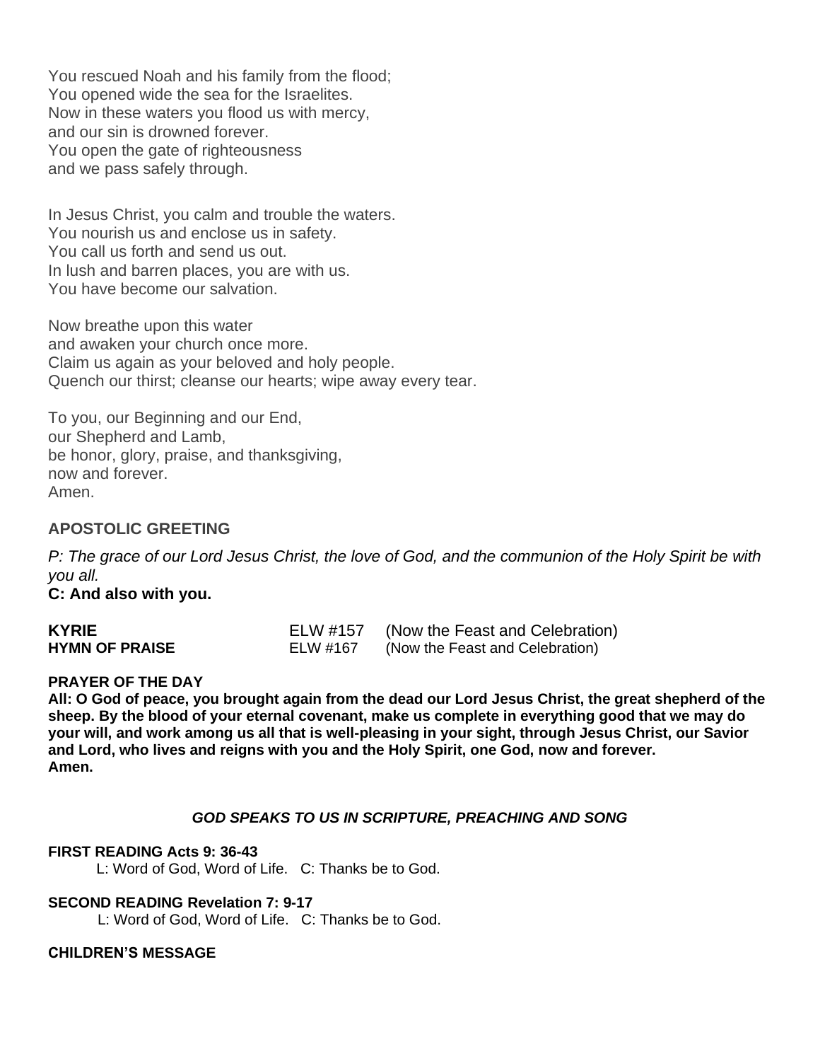You rescued Noah and his family from the flood;
You opened wide the sea for the Israelites.
Now in these waters you flood us with mercy,
and our sin is drowned forever.
You open the gate of righteousness
and we pass safely through.

In Jesus Christ, you calm and trouble the waters.
You nourish us and enclose us in safety.
You call us forth and send us out.
In lush and barren places, you are with us.
You have become our salvation.

Now breathe upon this water
and awaken your church once more.
Claim us again as your beloved and holy people.
Quench our thirst; cleanse our hearts; wipe away every tear.

To you, our Beginning and our End,
our Shepherd and Lamb,
be honor, glory, praise, and thanksgiving,
now and forever.
Amen.

### APOSTOLIC GREETING

*P: The grace of our Lord Jesus Christ, the love of God, and the communion of the Holy Spirit be with you all.*
**C: And also with you.**

**KYRIE** ELW #157 (Now the Feast and Celebration)
**HYMN OF PRAISE** ELW #167 (Now the Feast and Celebration)

**PRAYER OF THE DAY**
**All: O God of peace, you brought again from the dead our Lord Jesus Christ, the great shepherd of the sheep. By the blood of your eternal covenant, make us complete in everything good that we may do your will, and work among us all that is well-pleasing in your sight, through Jesus Christ, our Savior and Lord, who lives and reigns with you and the Holy Spirit, one God, now and forever.**
**Amen.**

***GOD SPEAKS TO US IN SCRIPTURE, PREACHING AND SONG***

**FIRST READING Acts 9: 36-43**
L: Word of God, Word of Life. C: Thanks be to God.

**SECOND READING Revelation 7: 9-17**
L: Word of God, Word of Life. C: Thanks be to God.

**CHILDREN'S MESSAGE**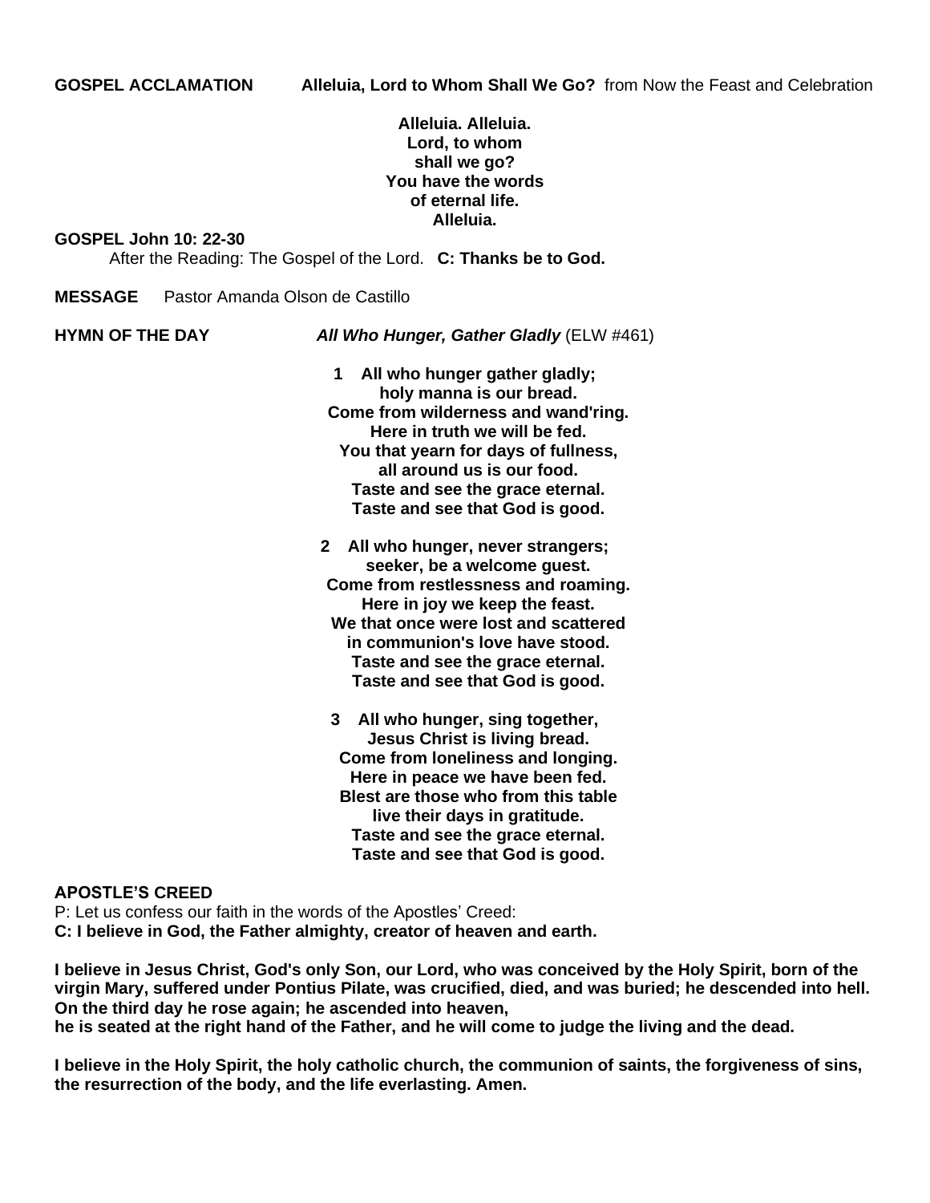**GOSPEL ACCLAMATION** **Alleluia, Lord to Whom Shall We Go?** from Now the Feast and Celebration

**Alleluia. Alleluia.**
**Lord, to whom**
**shall we go?**
**You have the words**
**of eternal life.**
**Alleluia.**

**GOSPEL John 10: 22-30**

After the Reading: The Gospel of the Lord. **C: Thanks be to God.**

**MESSAGE** Pastor Amanda Olson de Castillo

**HYMN OF THE DAY** ***All Who Hunger, Gather Gladly*** (ELW #461)

**1 All who hunger gather gladly;**
**holy manna is our bread.**
**Come from wilderness and wand'ring.**
**Here in truth we will be fed.**
**You that yearn for days of fullness,**
**all around us is our food.**
**Taste and see the grace eternal.**
**Taste and see that God is good.**

**2 All who hunger, never strangers;**
**seeker, be a welcome guest.**
**Come from restlessness and roaming.**
**Here in joy we keep the feast.**
**We that once were lost and scattered**
**in communion's love have stood.**
**Taste and see the grace eternal.**
**Taste and see that God is good.**

**3 All who hunger, sing together,**
**Jesus Christ is living bread.**
**Come from loneliness and longing.**
**Here in peace we have been fed.**
**Blest are those who from this table**
**live their days in gratitude.**
**Taste and see the grace eternal.**
**Taste and see that God is good.**

**APOSTLE'S CREED**

P: Let us confess our faith in the words of the Apostles' Creed:
**C: I believe in God, the Father almighty, creator of heaven and earth.**

**I believe in Jesus Christ, God's only Son, our Lord, who was conceived by the Holy Spirit, born of the virgin Mary, suffered under Pontius Pilate, was crucified, died, and was buried; he descended into hell. On the third day he rose again; he ascended into heaven,**
**he is seated at the right hand of the Father, and he will come to judge the living and the dead.**

**I believe in the Holy Spirit, the holy catholic church, the communion of saints, the forgiveness of sins, the resurrection of the body, and the life everlasting. Amen.**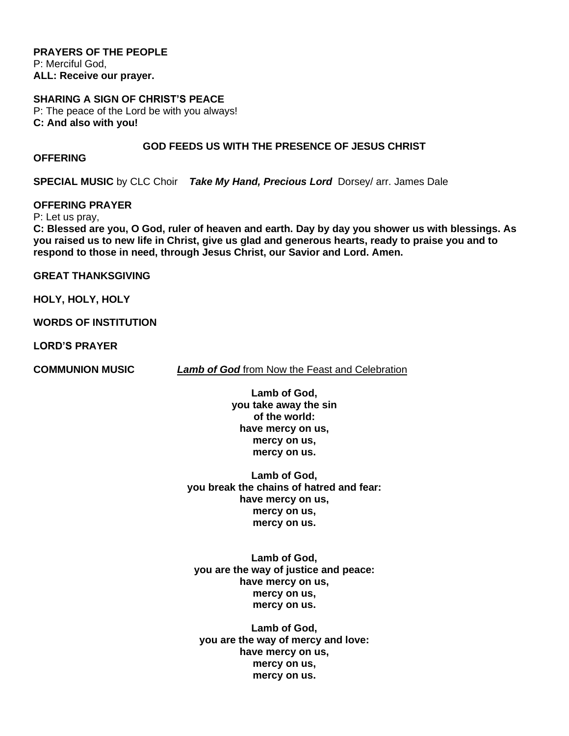**PRAYERS OF THE PEOPLE**
P: Merciful God,
**ALL: Receive our prayer.**

**SHARING A SIGN OF CHRIST'S PEACE**
P: The peace of the Lord be with you always!
**C: And also with you!**

## GOD FEEDS US WITH THE PRESENCE OF JESUS CHRIST

**OFFERING**

**SPECIAL MUSIC** by CLC Choir ***Take My Hand, Precious Lord*** Dorsey/ arr. James Dale

**OFFERING PRAYER**
P: Let us pray,
**C: Blessed are you, O God, ruler of heaven and earth. Day by day you shower us with blessings. As you raised us to new life in Christ, give us glad and generous hearts, ready to praise you and to respond to those in need, through Jesus Christ, our Savior and Lord. Amen.**

**GREAT THANKSGIVING**

**HOLY, HOLY, HOLY**

**WORDS OF INSTITUTION**

**LORD'S PRAYER**

**COMMUNION MUSIC** ***Lamb of God*** from Now the Feast and Celebration

**Lamb of God,**
**you take away the sin**
**of the world:**
**have mercy on us,**
**mercy on us,**
**mercy on us.**

**Lamb of God,**
**you break the chains of hatred and fear:**
**have mercy on us,**
**mercy on us,**
**mercy on us.**

**Lamb of God,**
**you are the way of justice and peace:**
**have mercy on us,**
**mercy on us,**
**mercy on us.**

**Lamb of God,**
**you are the way of mercy and love:**
**have mercy on us,**
**mercy on us,**
**mercy on us.**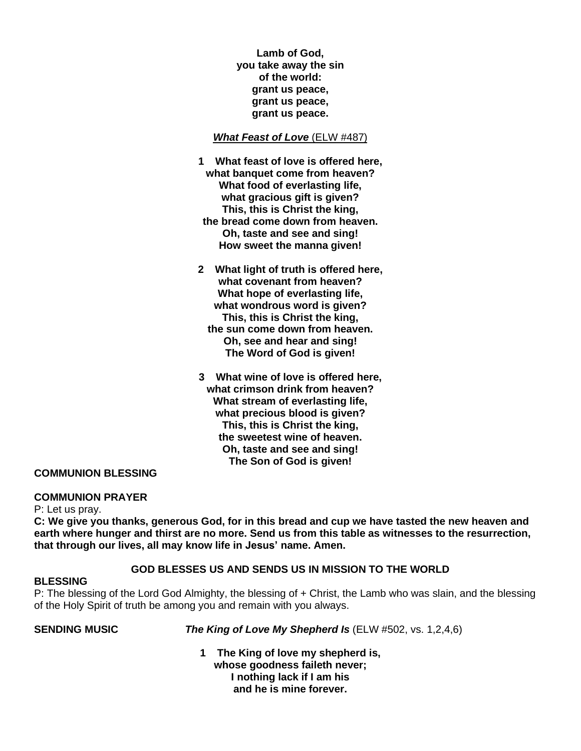**Lamb of God,**
**you take away the sin**
**of the world:**
**grant us peace,**
**grant us peace,**
**grant us peace.**

***What Feast of Love*** (ELW #487)

**1 What feast of love is offered here,**
**what banquet come from heaven?**
**What food of everlasting life,**
**what gracious gift is given?**
**This, this is Christ the king,**
**the bread come down from heaven.**
**Oh, taste and see and sing!**
**How sweet the manna given!**

**2 What light of truth is offered here,**
**what covenant from heaven?**
**What hope of everlasting life,**
**what wondrous word is given?**
**This, this is Christ the king,**
**the sun come down from heaven.**
**Oh, see and hear and sing!**
**The Word of God is given!**

**3 What wine of love is offered here,**
**what crimson drink from heaven?**
**What stream of everlasting life,**
**what precious blood is given?**
**This, this is Christ the king,**
**the sweetest wine of heaven.**
**Oh, taste and see and sing!**
**The Son of God is given!**

**COMMUNION BLESSING**

**COMMUNION PRAYER**

P: Let us pray.

**C: We give you thanks, generous God, for in this bread and cup we have tasted the new heaven and earth where hunger and thirst are no more. Send us from this table as witnesses to the resurrection, that through our lives, all may know life in Jesus' name. Amen.**

## GOD BLESSES US AND SENDS US IN MISSION TO THE WORLD

**BLESSING**

P: The blessing of the Lord God Almighty, the blessing of + Christ, the Lamb who was slain, and the blessing of the Holy Spirit of truth be among you and remain with you always.

**SENDING MUSIC** ***The King of Love My Shepherd Is*** (ELW #502, vs. 1,2,4,6)

**1 The King of love my shepherd is,**
**whose goodness faileth never;**
**I nothing lack if I am his**
**and he is mine forever.**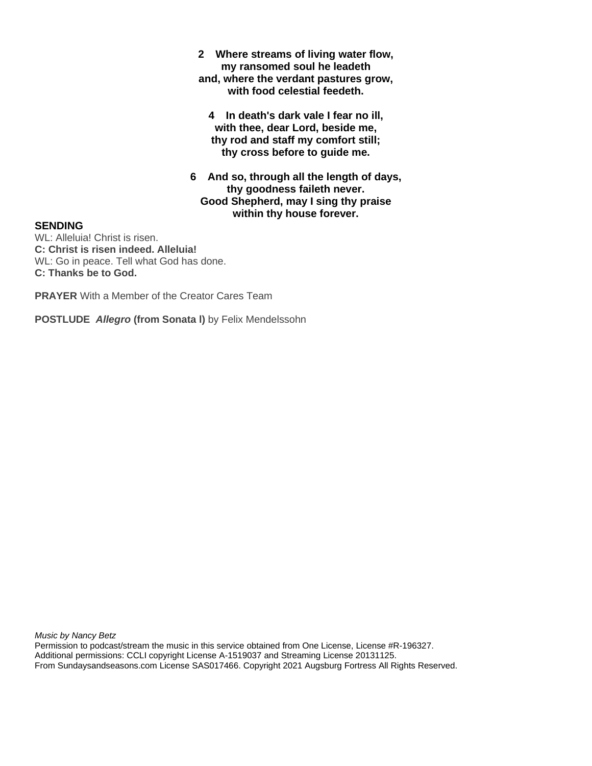**2  Where streams of living water flow,**
**my ransomed soul he leadeth**
**and, where the verdant pastures grow,**
**with food celestial feedeth.**

**4  In death's dark vale I fear no ill,**
**with thee, dear Lord, beside me,**
**thy rod and staff my comfort still;**
**thy cross before to guide me.**

**6  And so, through all the length of days,**
**thy goodness faileth never.**
**Good Shepherd, may I sing thy praise**
**within thy house forever.**

## SENDING

WL: Alleluia! Christ is risen.
**C: Christ is risen indeed. Alleluia!**
WL: Go in peace. Tell what God has done.
**C: Thanks be to God.**

**PRAYER** With a Member of the Creator Cares Team

**POSTLUDE** ***Allegro*** **(from Sonata I)** by Felix Mendelssohn

*Music by Nancy Betz*
Permission to podcast/stream the music in this service obtained from One License, License #R-196327.
Additional permissions: CCLI copyright License A-1519037 and Streaming License 20131125.
From Sundaysandseasons.com License SAS017466. Copyright 2021 Augsburg Fortress All Rights Reserved.